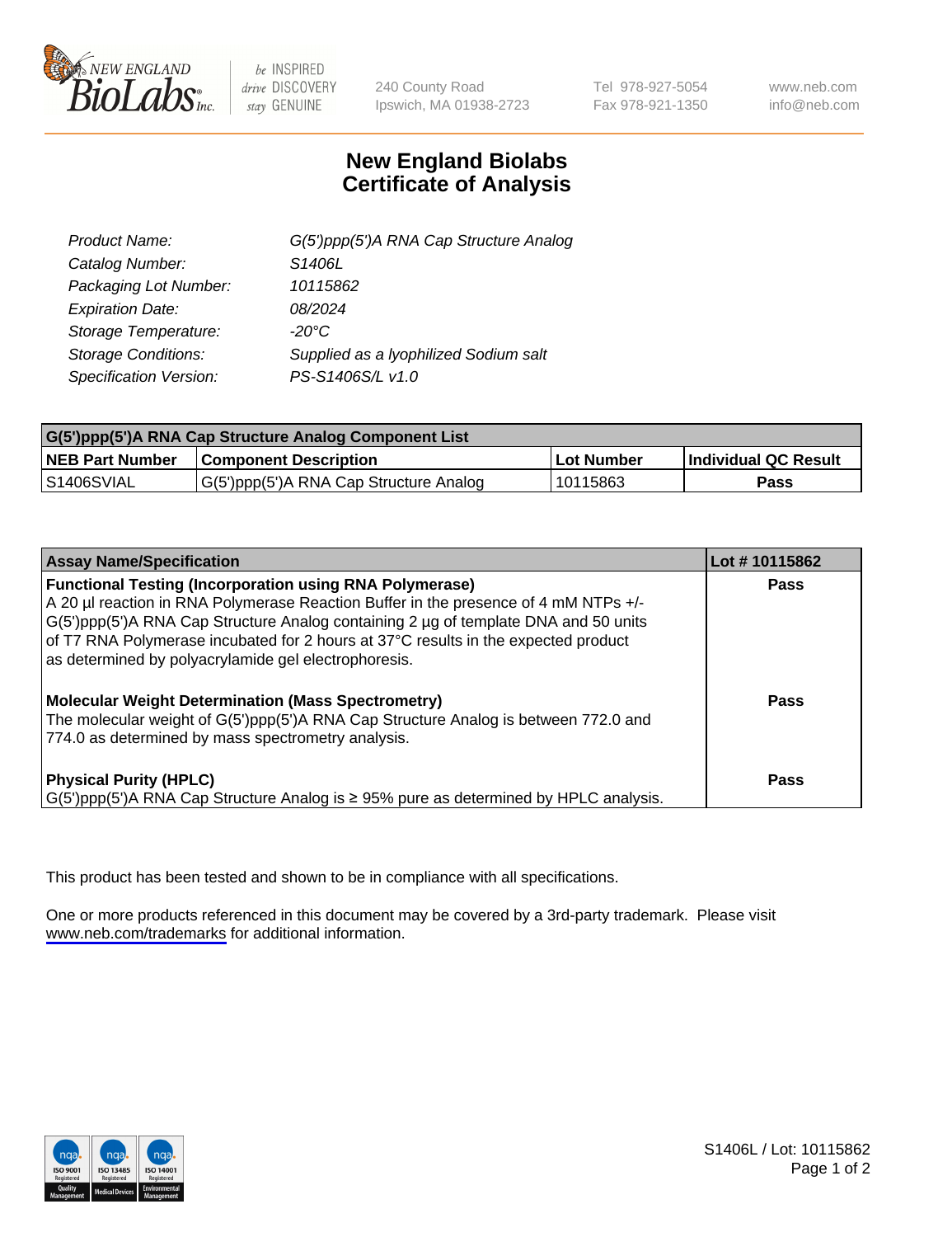New England BioLabs Inc. — be INSPIRED drive DISCOVERY stay GENUINE

240 County Road
Ipswich, MA 01938-2723

Tel 978-927-5054
Fax 978-921-1350

www.neb.com
info@neb.com

# New England Biolabs Certificate of Analysis

| | |
|---|---|
| *Product Name:* | *G(5')ppp(5')A RNA Cap Structure Analog* |
| *Catalog Number:* | *S1406L* |
| *Packaging Lot Number:* | *10115862* |
| *Expiration Date:* | *08/2024* |
| *Storage Temperature:* | *-20°C* |
| *Storage Conditions:* | *Supplied as a lyophilized Sodium salt* |
| *Specification Version:* | *PS-S1406S/L v1.0* |

| G(5')ppp(5')A RNA Cap Structure Analog Component List | | | |
|---|---|---|---|
| **NEB Part Number** | **Component Description** | **Lot Number** | **Individual QC Result** |
| S1406SVIAL | G(5')ppp(5')A RNA Cap Structure Analog | 10115863 | **Pass** |

| Assay Name/Specification | Lot # 10115862 |
|---|---|
| **Functional Testing (Incorporation using RNA Polymerase)**<br>A 20 µl reaction in RNA Polymerase Reaction Buffer in the presence of 4 mM NTPs +/- G(5')ppp(5')A RNA Cap Structure Analog containing 2 µg of template DNA and 50 units of T7 RNA Polymerase incubated for 2 hours at 37°C results in the expected product as determined by polyacrylamide gel electrophoresis. | **Pass** |
| **Molecular Weight Determination (Mass Spectrometry)**<br>The molecular weight of G(5')ppp(5')A RNA Cap Structure Analog is between 772.0 and 774.0 as determined by mass spectrometry analysis. | **Pass** |
| **Physical Purity (HPLC)**<br>G(5')ppp(5')A RNA Cap Structure Analog is ≥ 95% pure as determined by HPLC analysis. | **Pass** |

This product has been tested and shown to be in compliance with all specifications.

One or more products referenced in this document may be covered by a 3rd-party trademark. Please visit www.neb.com/trademarks for additional information.

S1406L / Lot: 10115862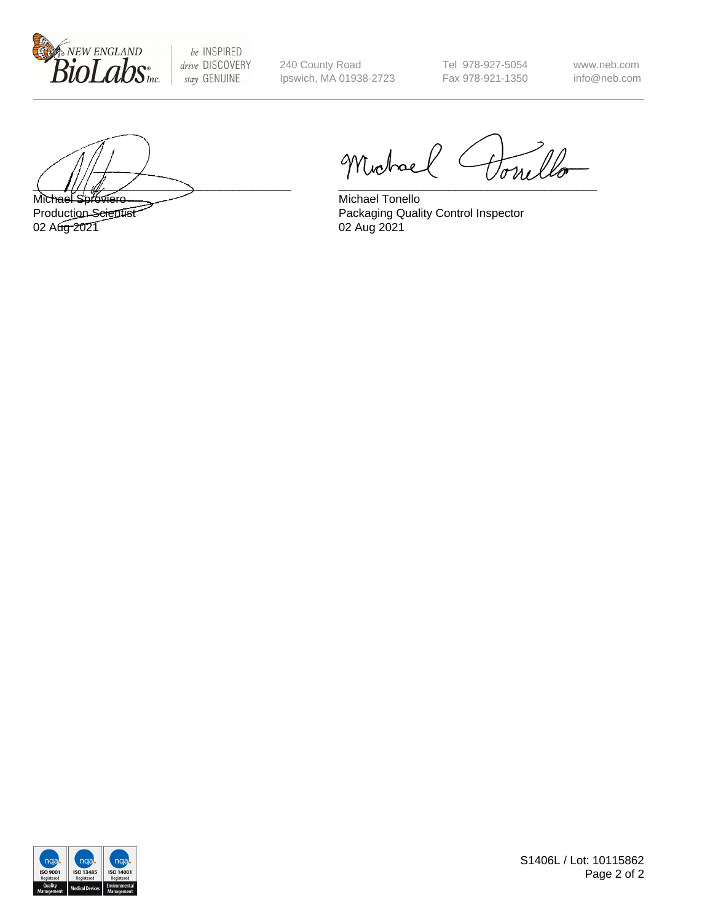be INSPIRED
drive DISCOVERY
stay GENUINE

240 County Road
Ipswich, MA 01938-2723

Tel 978-927-5054
Fax 978-921-1350

www.neb.com
info@neb.com

Michael Sproviero
Production Scientist
02 Aug 2021

Michael Tonello
Packaging Quality Control Inspector
02 Aug 2021

ISO 9001 Registered Quality Management
ISO 13485 Registered Medical Devices
ISO 14001 Registered Environmental Management

S1406L / Lot: 10115862